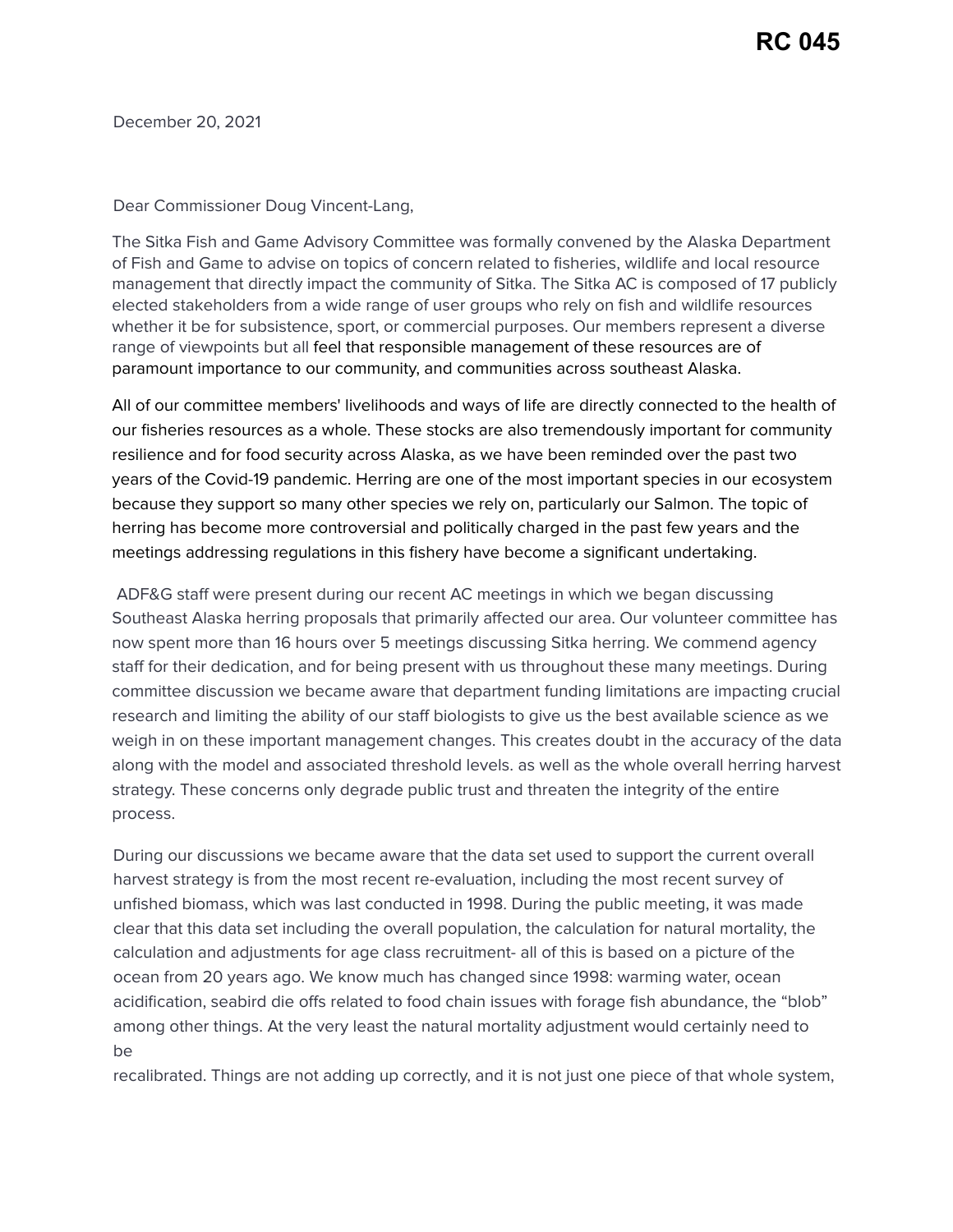**RC 045**

December 20, 2021

Dear Commissioner Doug Vincent-Lang,

The Sitka Fish and Game Advisory Committee was formally convened by the Alaska Department of Fish and Game to advise on topics of concern related to fisheries, wildlife and local resource management that directly impact the community of Sitka. The Sitka AC is composed of 17 publicly elected stakeholders from a wide range of user groups who rely on fish and wildlife resources whether it be for subsistence, sport, or commercial purposes. Our members represent a diverse range of viewpoints but all feel that responsible management of these resources are of paramount importance to our community, and communities across southeast Alaska.

All of our committee members' livelihoods and ways of life are directly connected to the health of our fisheries resources as a whole. These stocks are also tremendously important for community resilience and for food security across Alaska, as we have been reminded over the past two years of the Covid-19 pandemic. Herring are one of the most important species in our ecosystem because they support so many other species we rely on, particularly our Salmon. The topic of herring has become more controversial and politically charged in the past few years and the meetings addressing regulations in this fishery have become a significant undertaking.

ADF&G staff were present during our recent AC meetings in which we began discussing Southeast Alaska herring proposals that primarily affected our area. Our volunteer committee has now spent more than 16 hours over 5 meetings discussing Sitka herring. We commend agency staff for their dedication, and for being present with us throughout these many meetings. During committee discussion we became aware that department funding limitations are impacting crucial research and limiting the ability of our staff biologists to give us the best available science as we weigh in on these important management changes. This creates doubt in the accuracy of the data along with the model and associated threshold levels. as well as the whole overall herring harvest strategy. These concerns only degrade public trust and threaten the integrity of the entire process.

During our discussions we became aware that the data set used to support the current overall harvest strategy is from the most recent re-evaluation, including the most recent survey of unfished biomass, which was last conducted in 1998. During the public meeting, it was made clear that this data set including the overall population, the calculation for natural mortality, the calculation and adjustments for age class recruitment- all of this is based on a picture of the ocean from 20 years ago. We know much has changed since 1998: warming water, ocean acidification, seabird die offs related to food chain issues with forage fish abundance, the "blob" among other things. At the very least the natural mortality adjustment would certainly need to be recalibrated. Things are not adding up correctly, and it is not just one piece of that whole system,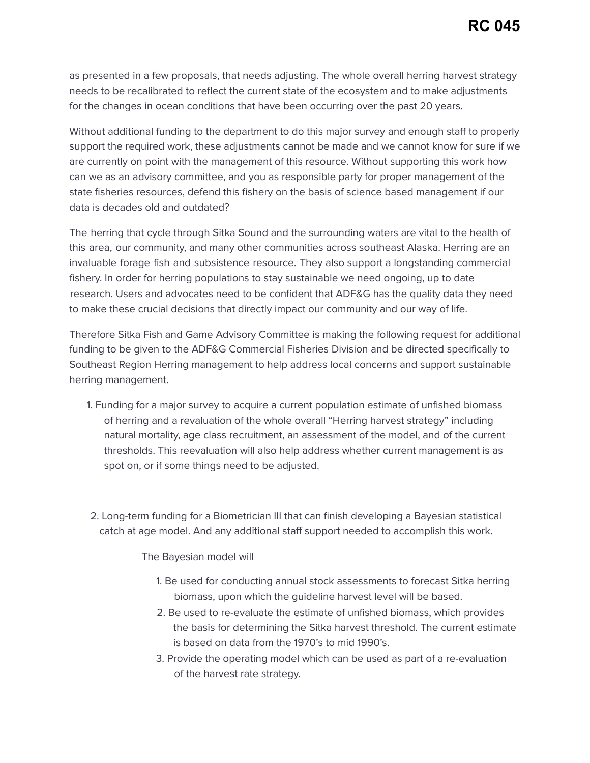as presented in a few proposals, that needs adjusting. The whole overall herring harvest strategy needs to be recalibrated to reflect the current state of the ecosystem and to make adjustments for the changes in ocean conditions that have been occurring over the past 20 years.

Without additional funding to the department to do this major survey and enough staff to properly support the required work, these adjustments cannot be made and we cannot know for sure if we are currently on point with the management of this resource. Without supporting this work how can we as an advisory committee, and you as responsible party for proper management of the state fisheries resources, defend this fishery on the basis of science based management if our data is decades old and outdated?

The herring that cycle through Sitka Sound and the surrounding waters are vital to the health of this area, our community, and many other communities across southeast Alaska. Herring are an invaluable forage fish and subsistence resource. They also support a longstanding commercial fishery. In order for herring populations to stay sustainable we need ongoing, up to date research. Users and advocates need to be confident that ADF&G has the quality data they need to make these crucial decisions that directly impact our community and our way of life.

Therefore Sitka Fish and Game Advisory Committee is making the following request for additional funding to be given to the ADF&G Commercial Fisheries Division and be directed specifically to Southeast Region Herring management to help address local concerns and support sustainable herring management.

1. Funding for a major survey to acquire a current population estimate of unfished biomass of herring and a revaluation of the whole overall "Herring harvest strategy" including natural mortality, age class recruitment, an assessment of the model, and of the current thresholds. This reevaluation will also help address whether current management is as spot on, or if some things need to be adjusted.

2. Long-term funding for a Biometrician III that can finish developing a Bayesian statistical catch at age model. And any additional staff support needed to accomplish this work.

   The Bayesian model will

   1. Be used for conducting annual stock assessments to forecast Sitka herring biomass, upon which the guideline harvest level will be based.
   2. Be used to re-evaluate the estimate of unfished biomass, which provides the basis for determining the Sitka harvest threshold. The current estimate is based on data from the 1970's to mid 1990's.
   3. Provide the operating model which can be used as part of a re-evaluation of the harvest rate strategy.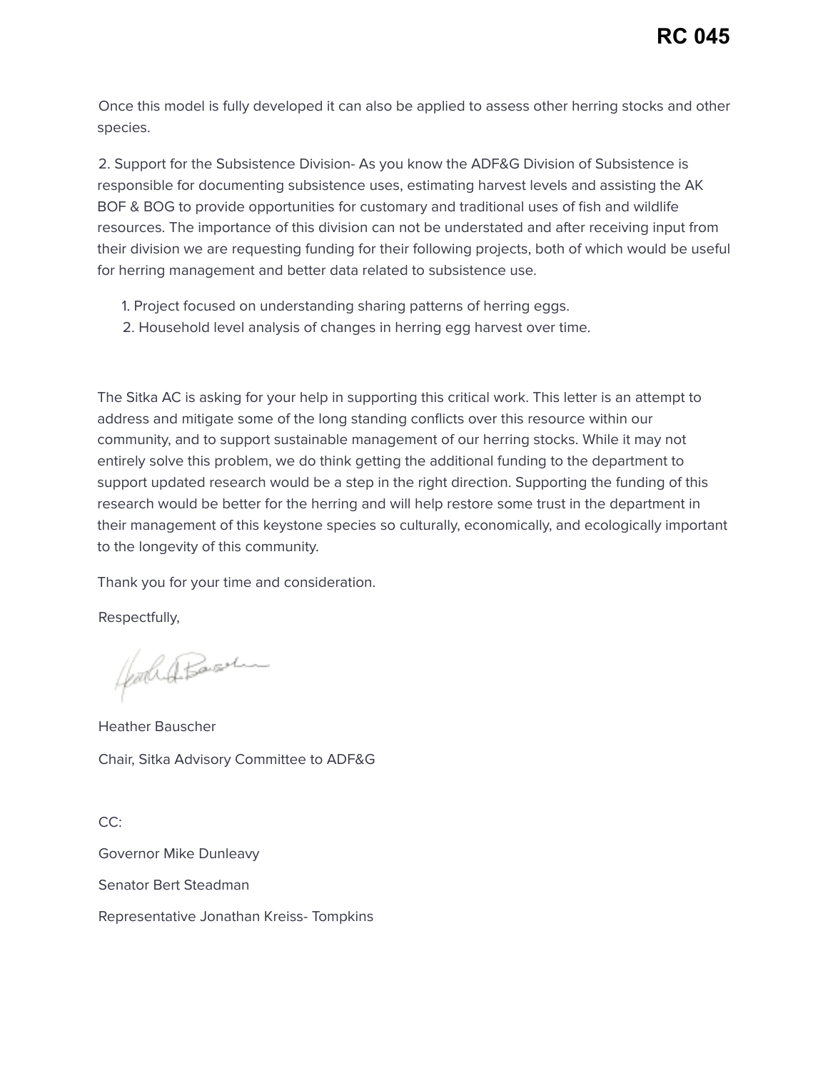Once this model is fully developed it can also be applied to assess other herring stocks and other species.

2. Support for the Subsistence Division- As you know the ADF&G Division of Subsistence is responsible for documenting subsistence uses, estimating harvest levels and assisting the AK BOF & BOG to provide opportunities for customary and traditional uses of fish and wildlife resources. The importance of this division can not be understated and after receiving input from their division we are requesting funding for their following projects, both of which would be useful for herring management and better data related to subsistence use.

1. Project focused on understanding sharing patterns of herring eggs.
2. Household level analysis of changes in herring egg harvest over time.

The Sitka AC is asking for your help in supporting this critical work. This letter is an attempt to address and mitigate some of the long standing conflicts over this resource within our community, and to support sustainable management of our herring stocks. While it may not entirely solve this problem, we do think getting the additional funding to the department to support updated research would be a step in the right direction. Supporting the funding of this research would be better for the herring and will help restore some trust in the department in their management of this keystone species so culturally, economically, and ecologically important to the longevity of this community.

Thank you for your time and consideration.

Respectfully,

Heather Bauscher

Chair, Sitka Advisory Committee to ADF&G

CC:

Governor Mike Dunleavy

Senator Bert Steadman

Representative Jonathan Kreiss- Tompkins